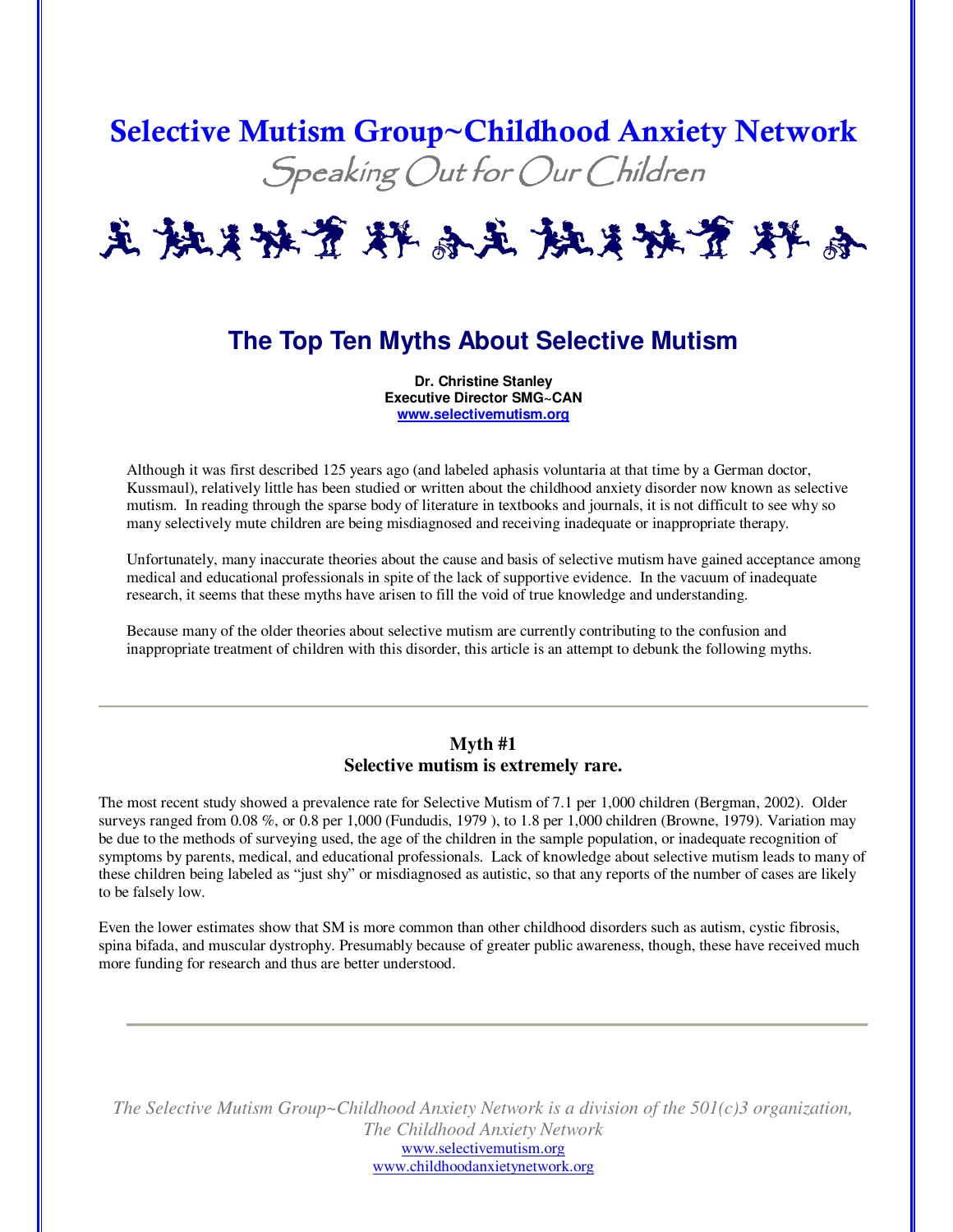# Selective Mutism Group~Childhood Anxiety Network

*Speaking Out for Our Children*

## The Top Ten Myths About Selective Mutism

**Dr. Christine Stanley**
**Executive Director SMG~CAN**
**www.selectivemutism.org**

Although it was first described 125 years ago (and labeled aphasia voluntaria at that time by a German doctor, Kussmaul), relatively little has been studied or written about the childhood anxiety disorder now known as selective mutism. In reading through the sparse body of literature in textbooks and journals, it is not difficult to see why so many selectively mute children are being misdiagnosed and receiving inadequate or inappropriate therapy.

Unfortunately, many inaccurate theories about the cause and basis of selective mutism have gained acceptance among medical and educational professionals in spite of the lack of supportive evidence. In the vacuum of inadequate research, it seems that these myths have arisen to fill the void of true knowledge and understanding.

Because many of the older theories about selective mutism are currently contributing to the confusion and inappropriate treatment of children with this disorder, this article is an attempt to debunk the following myths.

---

### Myth #1
### Selective mutism is extremely rare.

The most recent study showed a prevalence rate for Selective Mutism of 7.1 per 1,000 children (Bergman, 2002). Older surveys ranged from 0.08 %, or 0.8 per 1,000 (Fundudis, 1979 ), to 1.8 per 1,000 children (Browne, 1979). Variation may be due to the methods of surveying used, the age of the children in the sample population, or inadequate recognition of symptoms by parents, medical, and educational professionals. Lack of knowledge about selective mutism leads to many of these children being labeled as "just shy" or misdiagnosed as autistic, so that any reports of the number of cases are likely to be falsely low.

Even the lower estimates show that SM is more common than other childhood disorders such as autism, cystic fibrosis, spina bifada, and muscular dystrophy. Presumably because of greater public awareness, though, these have received much more funding for research and thus are better understood.

---

*The Selective Mutism Group~Childhood Anxiety Network is a division of the 501(c)3 organization, The Childhood Anxiety Network*
www.selectivemutism.org
www.childhoodanxietynetwork.org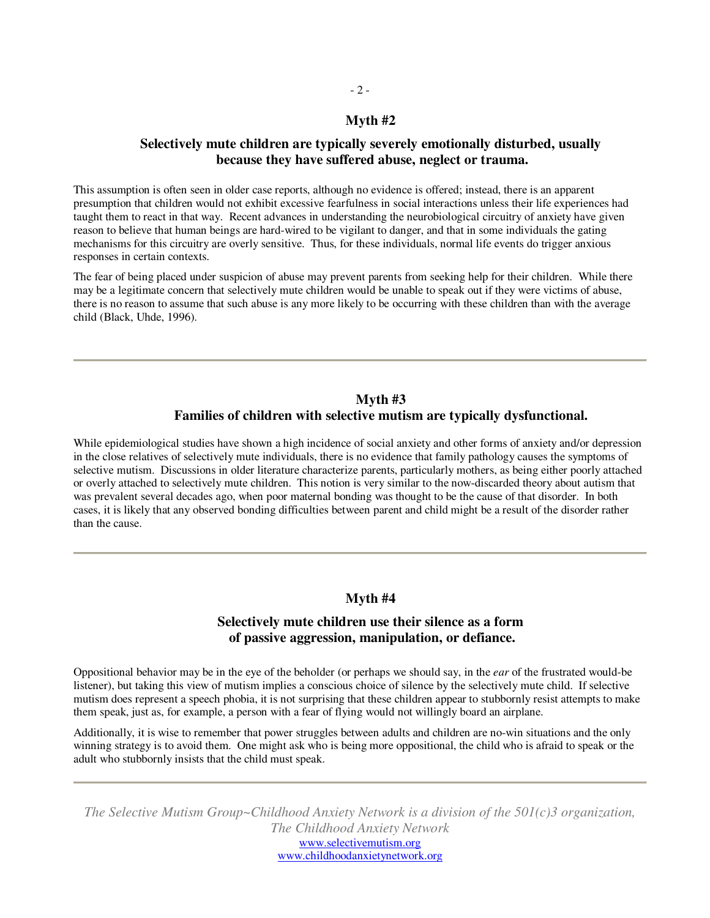## Myth #2

### Selectively mute children are typically severely emotionally disturbed, usually because they have suffered abuse, neglect or trauma.

This assumption is often seen in older case reports, although no evidence is offered; instead, there is an apparent presumption that children would not exhibit excessive fearfulness in social interactions unless their life experiences had taught them to react in that way. Recent advances in understanding the neurobiological circuitry of anxiety have given reason to believe that human beings are hard-wired to be vigilant to danger, and that in some individuals the gating mechanisms for this circuitry are overly sensitive. Thus, for these individuals, normal life events do trigger anxious responses in certain contexts.

The fear of being placed under suspicion of abuse may prevent parents from seeking help for their children. While there may be a legitimate concern that selectively mute children would be unable to speak out if they were victims of abuse, there is no reason to assume that such abuse is any more likely to be occurring with these children than with the average child (Black, Uhde, 1996).

---

## Myth #3

### Families of children with selective mutism are typically dysfunctional.

While epidemiological studies have shown a high incidence of social anxiety and other forms of anxiety and/or depression in the close relatives of selectively mute individuals, there is no evidence that family pathology causes the symptoms of selective mutism. Discussions in older literature characterize parents, particularly mothers, as being either poorly attached or overly attached to selectively mute children. This notion is very similar to the now-discarded theory about autism that was prevalent several decades ago, when poor maternal bonding was thought to be the cause of that disorder. In both cases, it is likely that any observed bonding difficulties between parent and child might be a result of the disorder rather than the cause.

---

## Myth #4

### Selectively mute children use their silence as a form of passive aggression, manipulation, or defiance.

Oppositional behavior may be in the eye of the beholder (or perhaps we should say, in the *ear* of the frustrated would-be listener), but taking this view of mutism implies a conscious choice of silence by the selectively mute child. If selective mutism does represent a speech phobia, it is not surprising that these children appear to stubbornly resist attempts to make them speak, just as, for example, a person with a fear of flying would not willingly board an airplane.

Additionally, it is wise to remember that power struggles between adults and children are no-win situations and the only winning strategy is to avoid them. One might ask who is being more oppositional, the child who is afraid to speak or the adult who stubbornly insists that the child must speak.

---

*The Selective Mutism Group~Childhood Anxiety Network is a division of the 501(c)3 organization, The Childhood Anxiety Network*
www.selectivemutism.org
www.childhoodanxietynetwork.org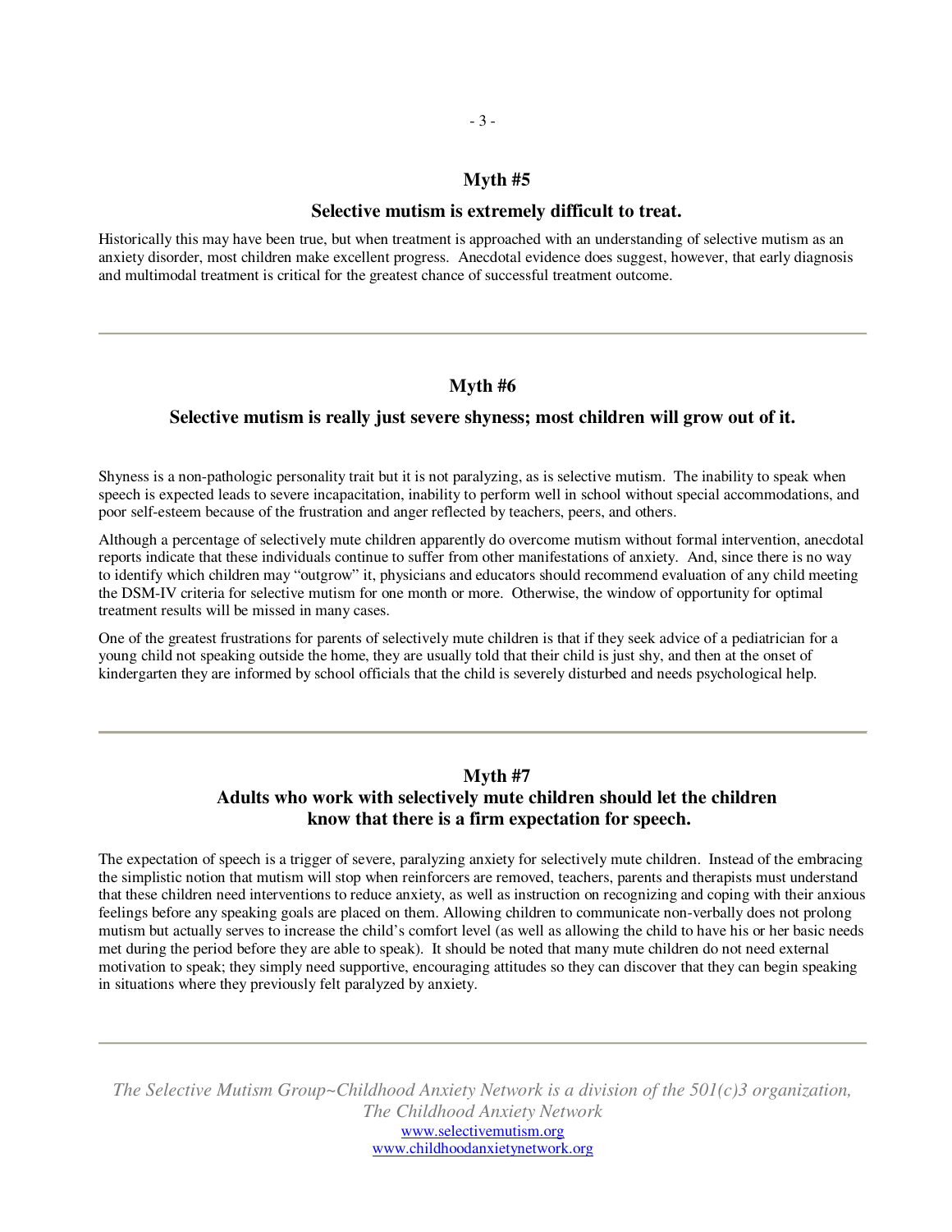## Myth #5

### Selective mutism is extremely difficult to treat.

Historically this may have been true, but when treatment is approached with an understanding of selective mutism as an anxiety disorder, most children make excellent progress. Anecdotal evidence does suggest, however, that early diagnosis and multimodal treatment is critical for the greatest chance of successful treatment outcome.

---

## Myth #6

### Selective mutism is really just severe shyness; most children will grow out of it.

Shyness is a non-pathologic personality trait but it is not paralyzing, as is selective mutism. The inability to speak when speech is expected leads to severe incapacitation, inability to perform well in school without special accommodations, and poor self-esteem because of the frustration and anger reflected by teachers, peers, and others.

Although a percentage of selectively mute children apparently do overcome mutism without formal intervention, anecdotal reports indicate that these individuals continue to suffer from other manifestations of anxiety. And, since there is no way to identify which children may "outgrow" it, physicians and educators should recommend evaluation of any child meeting the DSM-IV criteria for selective mutism for one month or more. Otherwise, the window of opportunity for optimal treatment results will be missed in many cases.

One of the greatest frustrations for parents of selectively mute children is that if they seek advice of a pediatrician for a young child not speaking outside the home, they are usually told that their child is just shy, and then at the onset of kindergarten they are informed by school officials that the child is severely disturbed and needs psychological help.

---

## Myth #7

### Adults who work with selectively mute children should let the children know that there is a firm expectation for speech.

The expectation of speech is a trigger of severe, paralyzing anxiety for selectively mute children. Instead of the embracing the simplistic notion that mutism will stop when reinforcers are removed, teachers, parents and therapists must understand that these children need interventions to reduce anxiety, as well as instruction on recognizing and coping with their anxious feelings before any speaking goals are placed on them. Allowing children to communicate non-verbally does not prolong mutism but actually serves to increase the child's comfort level (as well as allowing the child to have his or her basic needs met during the period before they are able to speak). It should be noted that many mute children do not need external motivation to speak; they simply need supportive, encouraging attitudes so they can discover that they can begin speaking in situations where they previously felt paralyzed by anxiety.

---

*The Selective Mutism Group~Childhood Anxiety Network is a division of the 501(c)3 organization, The Childhood Anxiety Network*

www.selectivemutism.org

www.childhoodanxietynetwork.org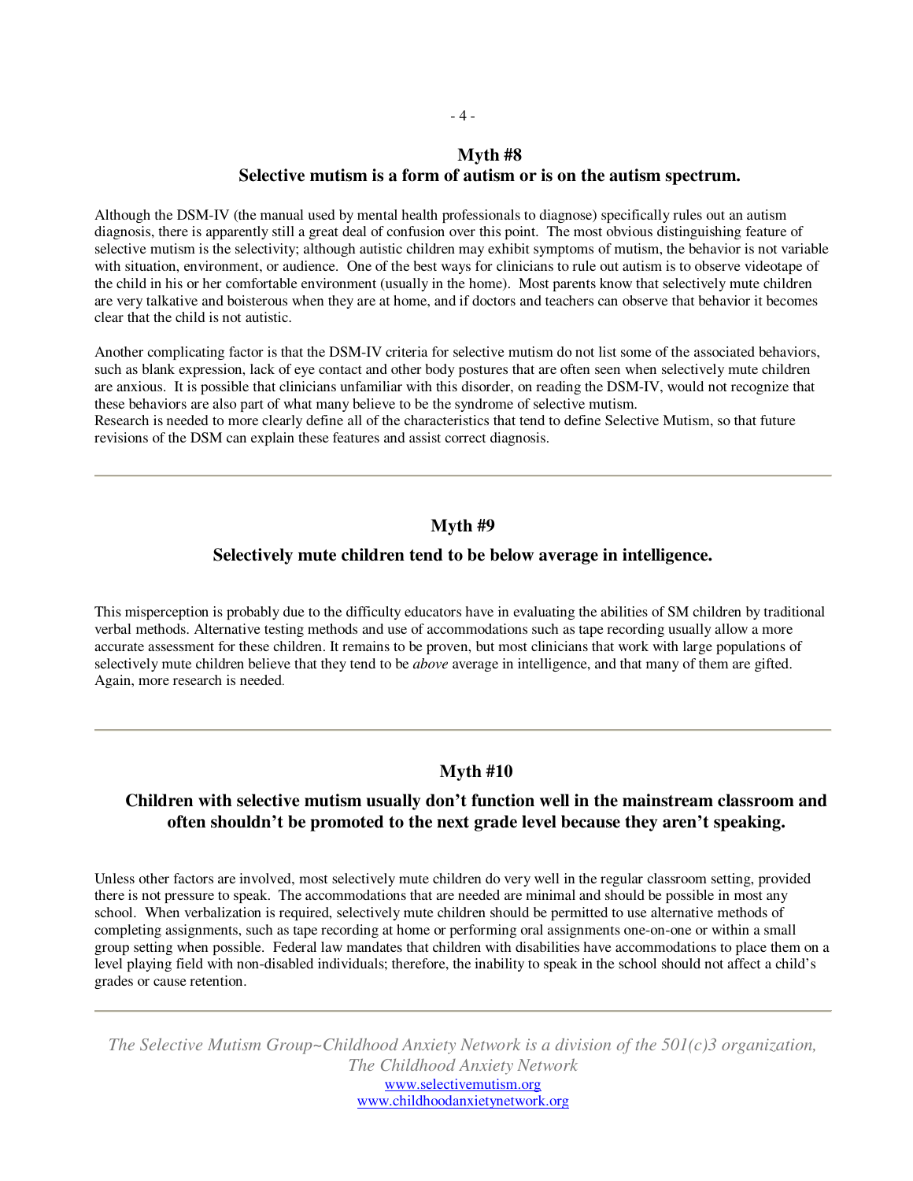## Myth #8
## Selective mutism is a form of autism or is on the autism spectrum.

Although the DSM-IV (the manual used by mental health professionals to diagnose) specifically rules out an autism diagnosis, there is apparently still a great deal of confusion over this point. The most obvious distinguishing feature of selective mutism is the selectivity; although autistic children may exhibit symptoms of mutism, the behavior is not variable with situation, environment, or audience. One of the best ways for clinicians to rule out autism is to observe videotape of the child in his or her comfortable environment (usually in the home). Most parents know that selectively mute children are very talkative and boisterous when they are at home, and if doctors and teachers can observe that behavior it becomes clear that the child is not autistic.

Another complicating factor is that the DSM-IV criteria for selective mutism do not list some of the associated behaviors, such as blank expression, lack of eye contact and other body postures that are often seen when selectively mute children are anxious. It is possible that clinicians unfamiliar with this disorder, on reading the DSM-IV, would not recognize that these behaviors are also part of what many believe to be the syndrome of selective mutism.
Research is needed to more clearly define all of the characteristics that tend to define Selective Mutism, so that future revisions of the DSM can explain these features and assist correct diagnosis.

---

## Myth #9
## Selectively mute children tend to be below average in intelligence.

This misperception is probably due to the difficulty educators have in evaluating the abilities of SM children by traditional verbal methods. Alternative testing methods and use of accommodations such as tape recording usually allow a more accurate assessment for these children. It remains to be proven, but most clinicians that work with large populations of selectively mute children believe that they tend to be *above* average in intelligence, and that many of them are gifted. Again, more research is needed.

---

## Myth #10
## Children with selective mutism usually don't function well in the mainstream classroom and often shouldn't be promoted to the next grade level because they aren't speaking.

Unless other factors are involved, most selectively mute children do very well in the regular classroom setting, provided there is not pressure to speak. The accommodations that are needed are minimal and should be possible in most any school. When verbalization is required, selectively mute children should be permitted to use alternative methods of completing assignments, such as tape recording at home or performing oral assignments one-on-one or within a small group setting when possible. Federal law mandates that children with disabilities have accommodations to place them on a level playing field with non-disabled individuals; therefore, the inability to speak in the school should not affect a child's grades or cause retention.

---

*The Selective Mutism Group~Childhood Anxiety Network is a division of the 501(c)3 organization, The Childhood Anxiety Network*
www.selectivemutism.org
www.childhoodanxietynetwork.org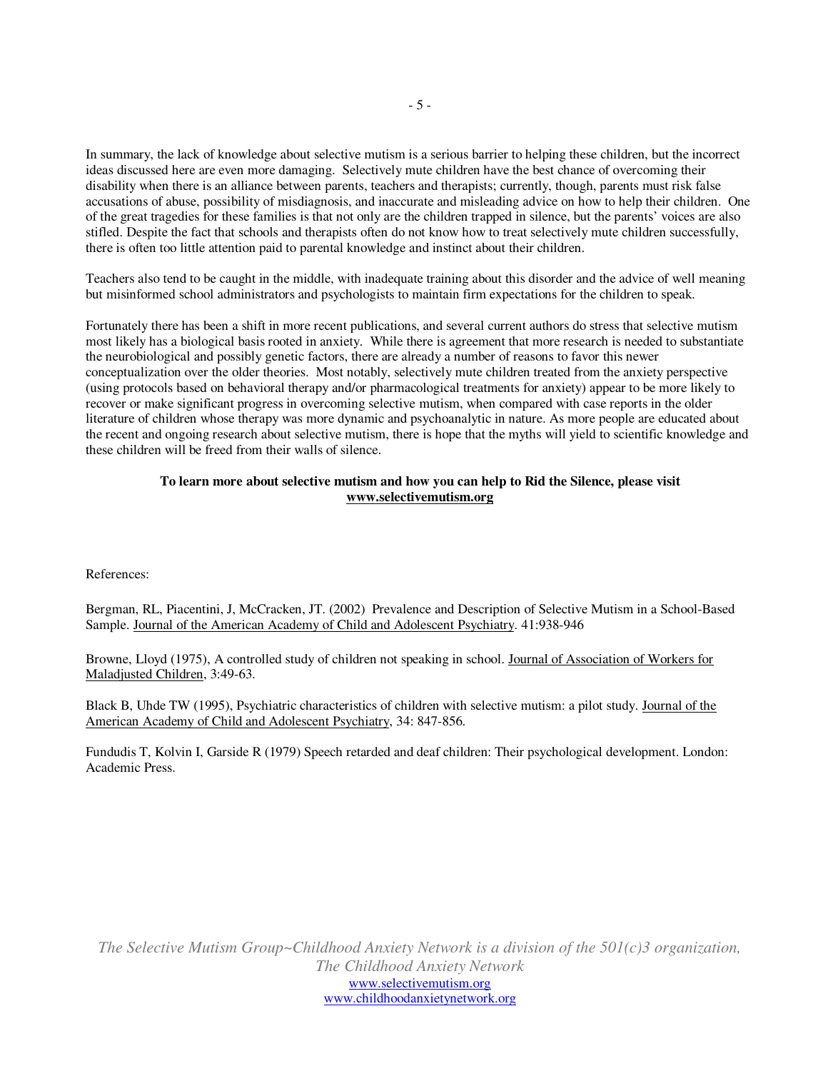In summary, the lack of knowledge about selective mutism is a serious barrier to helping these children, but the incorrect ideas discussed here are even more damaging. Selectively mute children have the best chance of overcoming their disability when there is an alliance between parents, teachers and therapists; currently, though, parents must risk false accusations of abuse, possibility of misdiagnosis, and inaccurate and misleading advice on how to help their children. One of the great tragedies for these families is that not only are the children trapped in silence, but the parents' voices are also stifled. Despite the fact that schools and therapists often do not know how to treat selectively mute children successfully, there is often too little attention paid to parental knowledge and instinct about their children.

Teachers also tend to be caught in the middle, with inadequate training about this disorder and the advice of well meaning but misinformed school administrators and psychologists to maintain firm expectations for the children to speak.

Fortunately there has been a shift in more recent publications, and several current authors do stress that selective mutism most likely has a biological basis rooted in anxiety. While there is agreement that more research is needed to substantiate the neurobiological and possibly genetic factors, there are already a number of reasons to favor this newer conceptualization over the older theories. Most notably, selectively mute children treated from the anxiety perspective (using protocols based on behavioral therapy and/or pharmacological treatments for anxiety) appear to be more likely to recover or make significant progress in overcoming selective mutism, when compared with case reports in the older literature of children whose therapy was more dynamic and psychoanalytic in nature. As more people are educated about the recent and ongoing research about selective mutism, there is hope that the myths will yield to scientific knowledge and these children will be freed from their walls of silence.

**To learn more about selective mutism and how you can help to Rid the Silence, please visit www.selectivemutism.org**

References:

Bergman, RL, Piacentini, J, McCracken, JT. (2002) Prevalence and Description of Selective Mutism in a School-Based Sample. Journal of the American Academy of Child and Adolescent Psychiatry. 41:938-946

Browne, Lloyd (1975), A controlled study of children not speaking in school. Journal of Association of Workers for Maladjusted Children, 3:49-63.

Black B, Uhde TW (1995), Psychiatric characteristics of children with selective mutism: a pilot study. Journal of the American Academy of Child and Adolescent Psychiatry, 34: 847-856.

Fundudis T, Kolvin I, Garside R (1979) Speech retarded and deaf children: Their psychological development. London: Academic Press.

*The Selective Mutism Group~Childhood Anxiety Network is a division of the 501(c)3 organization, The Childhood Anxiety Network*
www.selectivemutism.org
www.childhoodanxietynetwork.org